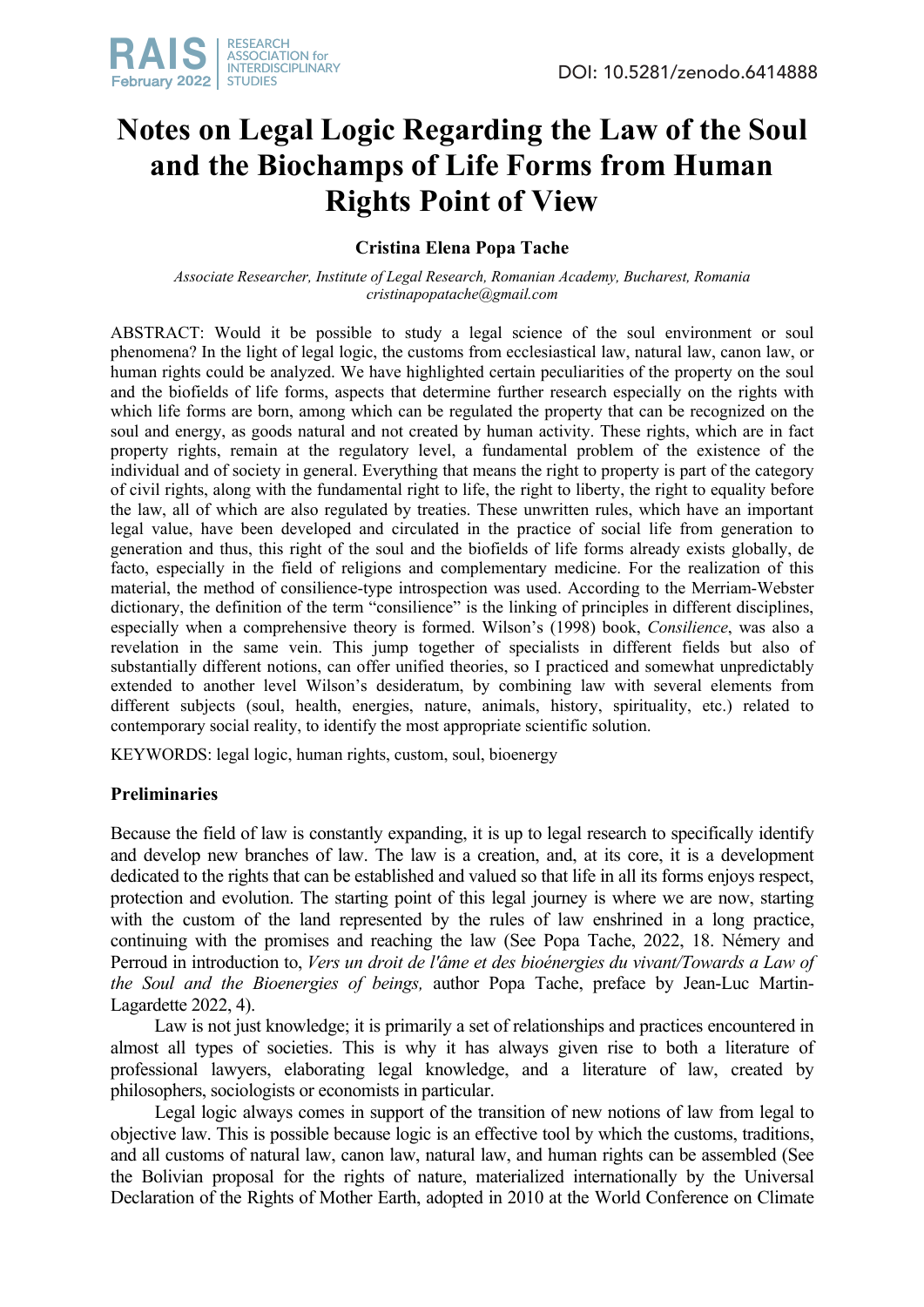# Notes on Legal Logic Regarding the Law of the Soul and the Biochamps of Life Forms from Human Rights Point of View

**Cristina Elena Popa Tache**

*Associate Researcher, Institute of Legal Research, Romanian Academy, Bucharest, Romania*
*cristinapopatache@gmail.com*

ABSTRACT: Would it be possible to study a legal science of the soul environment or soul phenomena? In the light of legal logic, the customs from ecclesiastical law, natural law, canon law, or human rights could be analyzed. We have highlighted certain peculiarities of the property on the soul and the biofields of life forms, aspects that determine further research especially on the rights with which life forms are born, among which can be regulated the property that can be recognized on the soul and energy, as goods natural and not created by human activity. These rights, which are in fact property rights, remain at the regulatory level, a fundamental problem of the existence of the individual and of society in general. Everything that means the right to property is part of the category of civil rights, along with the fundamental right to life, the right to liberty, the right to equality before the law, all of which are also regulated by treaties. These unwritten rules, which have an important legal value, have been developed and circulated in the practice of social life from generation to generation and thus, this right of the soul and the biofields of life forms already exists globally, de facto, especially in the field of religions and complementary medicine. For the realization of this material, the method of consilience-type introspection was used. According to the Merriam-Webster dictionary, the definition of the term "consilience" is the linking of principles in different disciplines, especially when a comprehensive theory is formed. Wilson's (1998) book, *Consilience*, was also a revelation in the same vein. This jump together of specialists in different fields but also of substantially different notions, can offer unified theories, so I practiced and somewhat unpredictably extended to another level Wilson's desideratum, by combining law with several elements from different subjects (soul, health, energies, nature, animals, history, spirituality, etc.) related to contemporary social reality, to identify the most appropriate scientific solution.

KEYWORDS: legal logic, human rights, custom, soul, bioenergy

## Preliminaries

Because the field of law is constantly expanding, it is up to legal research to specifically identify and develop new branches of law. The law is a creation, and, at its core, it is a development dedicated to the rights that can be established and valued so that life in all its forms enjoys respect, protection and evolution. The starting point of this legal journey is where we are now, starting with the custom of the land represented by the rules of law enshrined in a long practice, continuing with the promises and reaching the law (See Popa Tache, 2022, 18. Némery and Perroud in introduction to, *Vers un droit de l'âme et des bioénergies du vivant/Towards a Law of the Soul and the Bioenergies of beings,* author Popa Tache, preface by Jean-Luc Martin-Lagardette 2022, 4).

Law is not just knowledge; it is primarily a set of relationships and practices encountered in almost all types of societies. This is why it has always given rise to both a literature of professional lawyers, elaborating legal knowledge, and a literature of law, created by philosophers, sociologists or economists in particular.

Legal logic always comes in support of the transition of new notions of law from legal to objective law. This is possible because logic is an effective tool by which the customs, traditions, and all customs of natural law, canon law, natural law, and human rights can be assembled (See the Bolivian proposal for the rights of nature, materialized internationally by the Universal Declaration of the Rights of Mother Earth, adopted in 2010 at the World Conference on Climate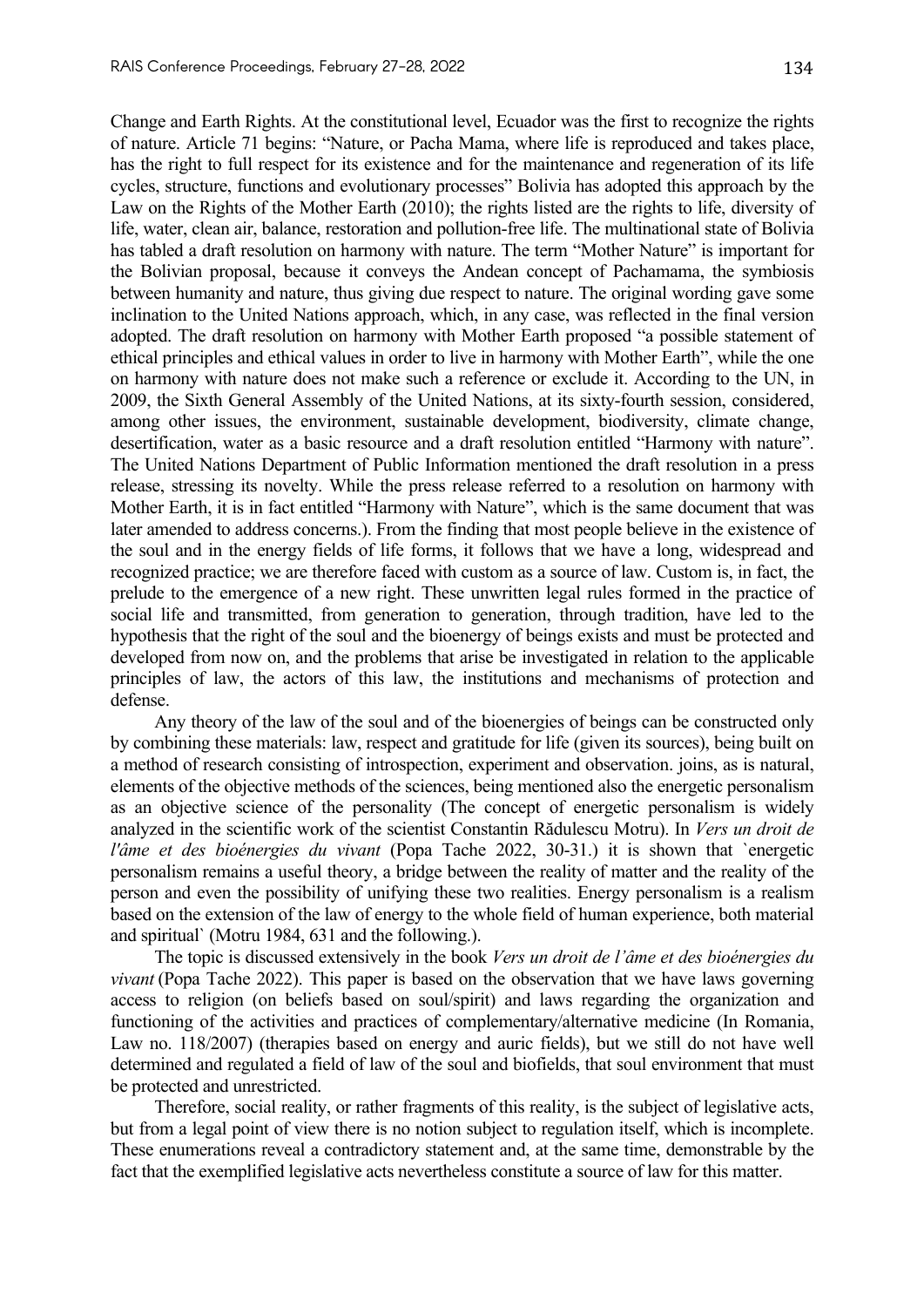Change and Earth Rights. At the constitutional level, Ecuador was the first to recognize the rights of nature. Article 71 begins: "Nature, or Pacha Mama, where life is reproduced and takes place, has the right to full respect for its existence and for the maintenance and regeneration of its life cycles, structure, functions and evolutionary processes" Bolivia has adopted this approach by the Law on the Rights of the Mother Earth (2010); the rights listed are the rights to life, diversity of life, water, clean air, balance, restoration and pollution-free life. The multinational state of Bolivia has tabled a draft resolution on harmony with nature. The term "Mother Nature" is important for the Bolivian proposal, because it conveys the Andean concept of Pachamama, the symbiosis between humanity and nature, thus giving due respect to nature. The original wording gave some inclination to the United Nations approach, which, in any case, was reflected in the final version adopted. The draft resolution on harmony with Mother Earth proposed "a possible statement of ethical principles and ethical values in order to live in harmony with Mother Earth", while the one on harmony with nature does not make such a reference or exclude it. According to the UN, in 2009, the Sixth General Assembly of the United Nations, at its sixty-fourth session, considered, among other issues, the environment, sustainable development, biodiversity, climate change, desertification, water as a basic resource and a draft resolution entitled "Harmony with nature". The United Nations Department of Public Information mentioned the draft resolution in a press release, stressing its novelty. While the press release referred to a resolution on harmony with Mother Earth, it is in fact entitled "Harmony with Nature", which is the same document that was later amended to address concerns.). From the finding that most people believe in the existence of the soul and in the energy fields of life forms, it follows that we have a long, widespread and recognized practice; we are therefore faced with custom as a source of law. Custom is, in fact, the prelude to the emergence of a new right. These unwritten legal rules formed in the practice of social life and transmitted, from generation to generation, through tradition, have led to the hypothesis that the right of the soul and the bioenergy of beings exists and must be protected and developed from now on, and the problems that arise be investigated in relation to the applicable principles of law, the actors of this law, the institutions and mechanisms of protection and defense.

Any theory of the law of the soul and of the bioenergies of beings can be constructed only by combining these materials: law, respect and gratitude for life (given its sources), being built on a method of research consisting of introspection, experiment and observation. joins, as is natural, elements of the objective methods of the sciences, being mentioned also the energetic personalism as an objective science of the personality (The concept of energetic personalism is widely analyzed in the scientific work of the scientist Constantin Rădulescu Motru). In *Vers un droit de l'âme et des bioénergies du vivant* (Popa Tache 2022, 30-31.) it is shown that `energetic personalism remains a useful theory, a bridge between the reality of matter and the reality of the person and even the possibility of unifying these two realities. Energy personalism is a realism based on the extension of the law of energy to the whole field of human experience, both material and spiritual` (Motru 1984, 631 and the following.).

The topic is discussed extensively in the book *Vers un droit de l'âme et des bioénergies du vivant* (Popa Tache 2022). This paper is based on the observation that we have laws governing access to religion (on beliefs based on soul/spirit) and laws regarding the organization and functioning of the activities and practices of complementary/alternative medicine (In Romania, Law no. 118/2007) (therapies based on energy and auric fields), but we still do not have well determined and regulated a field of law of the soul and biofields, that soul environment that must be protected and unrestricted.

Therefore, social reality, or rather fragments of this reality, is the subject of legislative acts, but from a legal point of view there is no notion subject to regulation itself, which is incomplete. These enumerations reveal a contradictory statement and, at the same time, demonstrable by the fact that the exemplified legislative acts nevertheless constitute a source of law for this matter.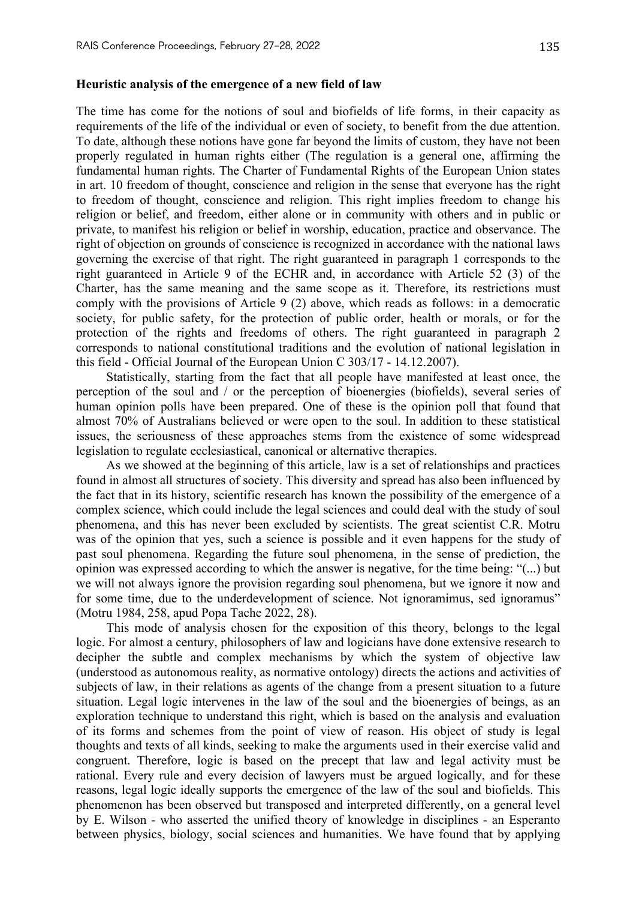**Heuristic analysis of the emergence of a new field of law**

The time has come for the notions of soul and biofields of life forms, in their capacity as requirements of the life of the individual or even of society, to benefit from the due attention. To date, although these notions have gone far beyond the limits of custom, they have not been properly regulated in human rights either (The regulation is a general one, affirming the fundamental human rights. The Charter of Fundamental Rights of the European Union states in art. 10 freedom of thought, conscience and religion in the sense that everyone has the right to freedom of thought, conscience and religion. This right implies freedom to change his religion or belief, and freedom, either alone or in community with others and in public or private, to manifest his religion or belief in worship, education, practice and observance. The right of objection on grounds of conscience is recognized in accordance with the national laws governing the exercise of that right. The right guaranteed in paragraph 1 corresponds to the right guaranteed in Article 9 of the ECHR and, in accordance with Article 52 (3) of the Charter, has the same meaning and the same scope as it. Therefore, its restrictions must comply with the provisions of Article 9 (2) above, which reads as follows: in a democratic society, for public safety, for the protection of public order, health or morals, or for the protection of the rights and freedoms of others. The right guaranteed in paragraph 2 corresponds to national constitutional traditions and the evolution of national legislation in this field - Official Journal of the European Union C 303/17 - 14.12.2007).

Statistically, starting from the fact that all people have manifested at least once, the perception of the soul and / or the perception of bioenergies (biofields), several series of human opinion polls have been prepared. One of these is the opinion poll that found that almost 70% of Australians believed or were open to the soul. In addition to these statistical issues, the seriousness of these approaches stems from the existence of some widespread legislation to regulate ecclesiastical, canonical or alternative therapies.

As we showed at the beginning of this article, law is a set of relationships and practices found in almost all structures of society. This diversity and spread has also been influenced by the fact that in its history, scientific research has known the possibility of the emergence of a complex science, which could include the legal sciences and could deal with the study of soul phenomena, and this has never been excluded by scientists. The great scientist C.R. Motru was of the opinion that yes, such a science is possible and it even happens for the study of past soul phenomena. Regarding the future soul phenomena, in the sense of prediction, the opinion was expressed according to which the answer is negative, for the time being: "(...) but we will not always ignore the provision regarding soul phenomena, but we ignore it now and for some time, due to the underdevelopment of science. Not ignoramimus, sed ignoramus" (Motru 1984, 258, apud Popa Tache 2022, 28).

This mode of analysis chosen for the exposition of this theory, belongs to the legal logic. For almost a century, philosophers of law and logicians have done extensive research to decipher the subtle and complex mechanisms by which the system of objective law (understood as autonomous reality, as normative ontology) directs the actions and activities of subjects of law, in their relations as agents of the change from a present situation to a future situation. Legal logic intervenes in the law of the soul and the bioenergies of beings, as an exploration technique to understand this right, which is based on the analysis and evaluation of its forms and schemes from the point of view of reason. His object of study is legal thoughts and texts of all kinds, seeking to make the arguments used in their exercise valid and congruent. Therefore, logic is based on the precept that law and legal activity must be rational. Every rule and every decision of lawyers must be argued logically, and for these reasons, legal logic ideally supports the emergence of the law of the soul and biofields. This phenomenon has been observed but transposed and interpreted differently, on a general level by E. Wilson - who asserted the unified theory of knowledge in disciplines - an Esperanto between physics, biology, social sciences and humanities. We have found that by applying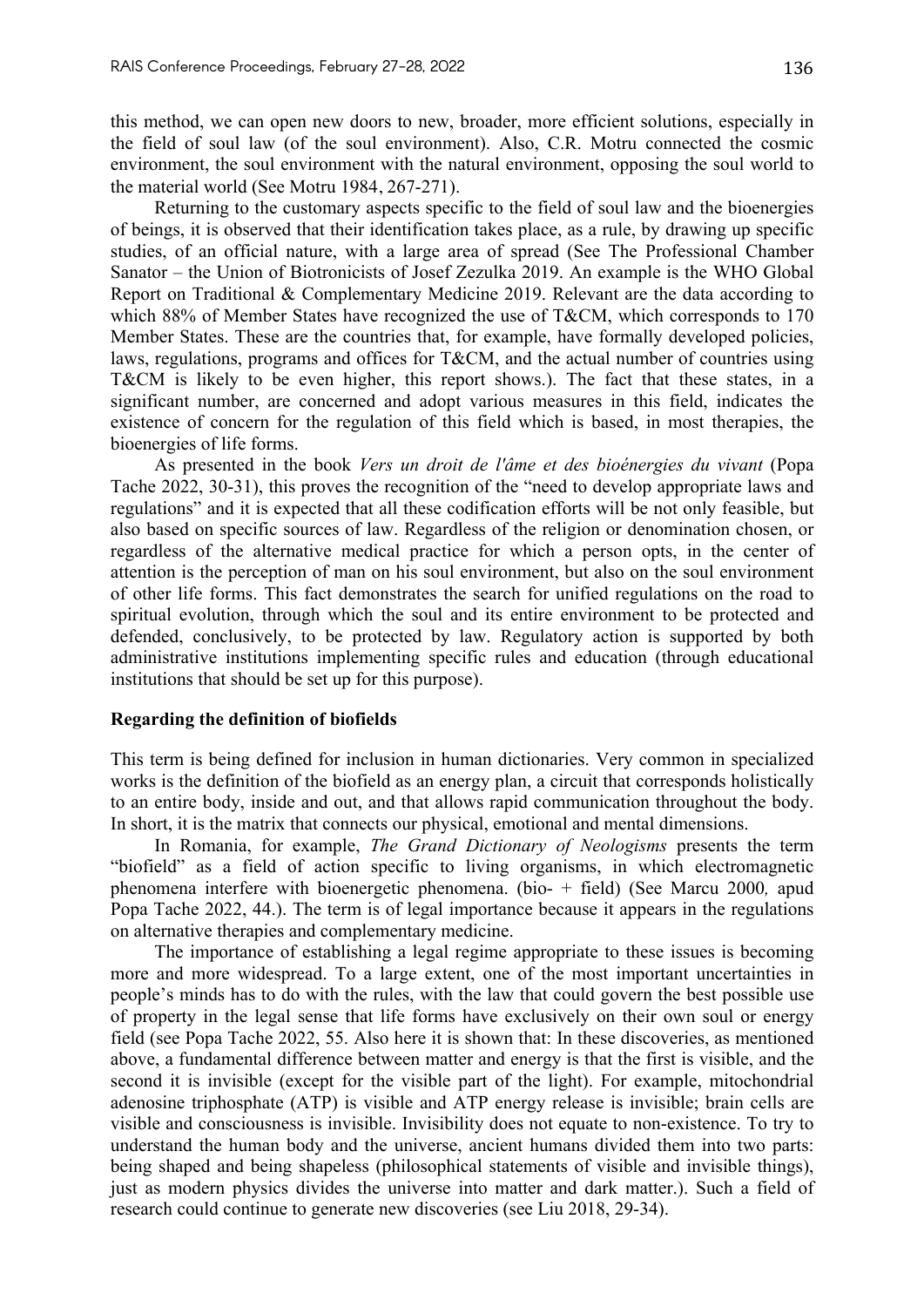this method, we can open new doors to new, broader, more efficient solutions, especially in the field of soul law (of the soul environment). Also, C.R. Motru connected the cosmic environment, the soul environment with the natural environment, opposing the soul world to the material world (See Motru 1984, 267-271).

Returning to the customary aspects specific to the field of soul law and the bioenergies of beings, it is observed that their identification takes place, as a rule, by drawing up specific studies, of an official nature, with a large area of spread (See The Professional Chamber Sanator – the Union of Biotronicists of Josef Zezulka 2019. An example is the WHO Global Report on Traditional & Complementary Medicine 2019. Relevant are the data according to which 88% of Member States have recognized the use of T&CM, which corresponds to 170 Member States. These are the countries that, for example, have formally developed policies, laws, regulations, programs and offices for T&CM, and the actual number of countries using T&CM is likely to be even higher, this report shows.). The fact that these states, in a significant number, are concerned and adopt various measures in this field, indicates the existence of concern for the regulation of this field which is based, in most therapies, the bioenergies of life forms.

As presented in the book *Vers un droit de l'âme et des bioénergies du vivant* (Popa Tache 2022, 30-31), this proves the recognition of the "need to develop appropriate laws and regulations" and it is expected that all these codification efforts will be not only feasible, but also based on specific sources of law. Regardless of the religion or denomination chosen, or regardless of the alternative medical practice for which a person opts, in the center of attention is the perception of man on his soul environment, but also on the soul environment of other life forms. This fact demonstrates the search for unified regulations on the road to spiritual evolution, through which the soul and its entire environment to be protected and defended, conclusively, to be protected by law. Regulatory action is supported by both administrative institutions implementing specific rules and education (through educational institutions that should be set up for this purpose).

### Regarding the definition of biofields

This term is being defined for inclusion in human dictionaries. Very common in specialized works is the definition of the biofield as an energy plan, a circuit that corresponds holistically to an entire body, inside and out, and that allows rapid communication throughout the body. In short, it is the matrix that connects our physical, emotional and mental dimensions.

In Romania, for example, *The Grand Dictionary of Neologisms* presents the term "biofield" as a field of action specific to living organisms, in which electromagnetic phenomena interfere with bioenergetic phenomena. (bio- + field) (See Marcu 2000*,* apud Popa Tache 2022, 44.). The term is of legal importance because it appears in the regulations on alternative therapies and complementary medicine.

The importance of establishing a legal regime appropriate to these issues is becoming more and more widespread. To a large extent, one of the most important uncertainties in people's minds has to do with the rules, with the law that could govern the best possible use of property in the legal sense that life forms have exclusively on their own soul or energy field (see Popa Tache 2022, 55. Also here it is shown that: In these discoveries, as mentioned above, a fundamental difference between matter and energy is that the first is visible, and the second it is invisible (except for the visible part of the light). For example, mitochondrial adenosine triphosphate (ATP) is visible and ATP energy release is invisible; brain cells are visible and consciousness is invisible. Invisibility does not equate to non-existence. To try to understand the human body and the universe, ancient humans divided them into two parts: being shaped and being shapeless (philosophical statements of visible and invisible things), just as modern physics divides the universe into matter and dark matter.). Such a field of research could continue to generate new discoveries (see Liu 2018, 29-34).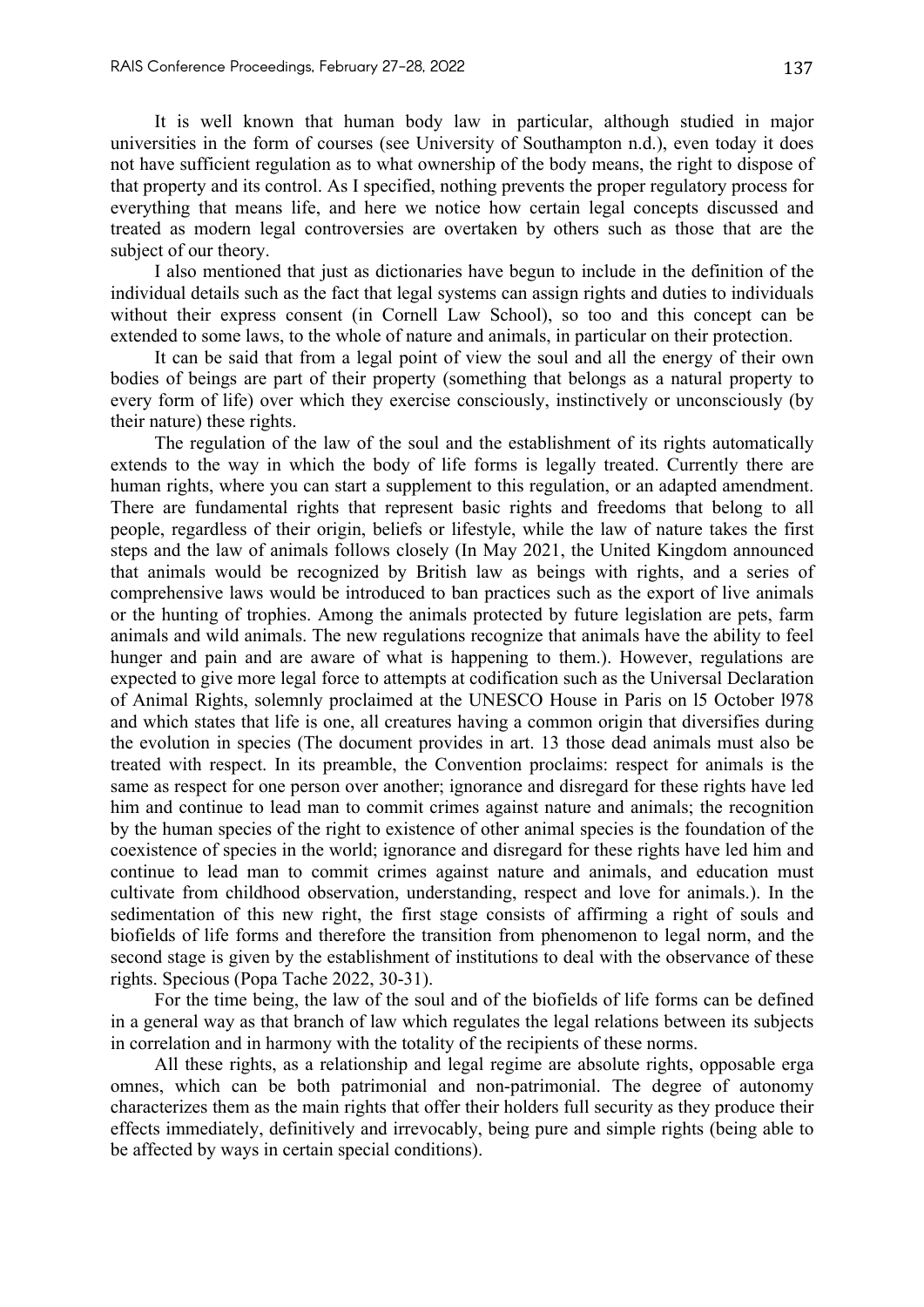It is well known that human body law in particular, although studied in major universities in the form of courses (see University of Southampton n.d.), even today it does not have sufficient regulation as to what ownership of the body means, the right to dispose of that property and its control. As I specified, nothing prevents the proper regulatory process for everything that means life, and here we notice how certain legal concepts discussed and treated as modern legal controversies are overtaken by others such as those that are the subject of our theory.

I also mentioned that just as dictionaries have begun to include in the definition of the individual details such as the fact that legal systems can assign rights and duties to individuals without their express consent (in Cornell Law School), so too and this concept can be extended to some laws, to the whole of nature and animals, in particular on their protection.

It can be said that from a legal point of view the soul and all the energy of their own bodies of beings are part of their property (something that belongs as a natural property to every form of life) over which they exercise consciously, instinctively or unconsciously (by their nature) these rights.

The regulation of the law of the soul and the establishment of its rights automatically extends to the way in which the body of life forms is legally treated. Currently there are human rights, where you can start a supplement to this regulation, or an adapted amendment. There are fundamental rights that represent basic rights and freedoms that belong to all people, regardless of their origin, beliefs or lifestyle, while the law of nature takes the first steps and the law of animals follows closely (In May 2021, the United Kingdom announced that animals would be recognized by British law as beings with rights, and a series of comprehensive laws would be introduced to ban practices such as the export of live animals or the hunting of trophies. Among the animals protected by future legislation are pets, farm animals and wild animals. The new regulations recognize that animals have the ability to feel hunger and pain and are aware of what is happening to them.). However, regulations are expected to give more legal force to attempts at codification such as the Universal Declaration of Animal Rights, solemnly proclaimed at the UNESCO House in Paris on l5 October l978 and which states that life is one, all creatures having a common origin that diversifies during the evolution in species (The document provides in art. 13 those dead animals must also be treated with respect. In its preamble, the Convention proclaims: respect for animals is the same as respect for one person over another; ignorance and disregard for these rights have led him and continue to lead man to commit crimes against nature and animals; the recognition by the human species of the right to existence of other animal species is the foundation of the coexistence of species in the world; ignorance and disregard for these rights have led him and continue to lead man to commit crimes against nature and animals, and education must cultivate from childhood observation, understanding, respect and love for animals.). In the sedimentation of this new right, the first stage consists of affirming a right of souls and biofields of life forms and therefore the transition from phenomenon to legal norm, and the second stage is given by the establishment of institutions to deal with the observance of these rights. Specious (Popa Tache 2022, 30-31).

For the time being, the law of the soul and of the biofields of life forms can be defined in a general way as that branch of law which regulates the legal relations between its subjects in correlation and in harmony with the totality of the recipients of these norms.

All these rights, as a relationship and legal regime are absolute rights, opposable erga omnes, which can be both patrimonial and non-patrimonial. The degree of autonomy characterizes them as the main rights that offer their holders full security as they produce their effects immediately, definitively and irrevocably, being pure and simple rights (being able to be affected by ways in certain special conditions).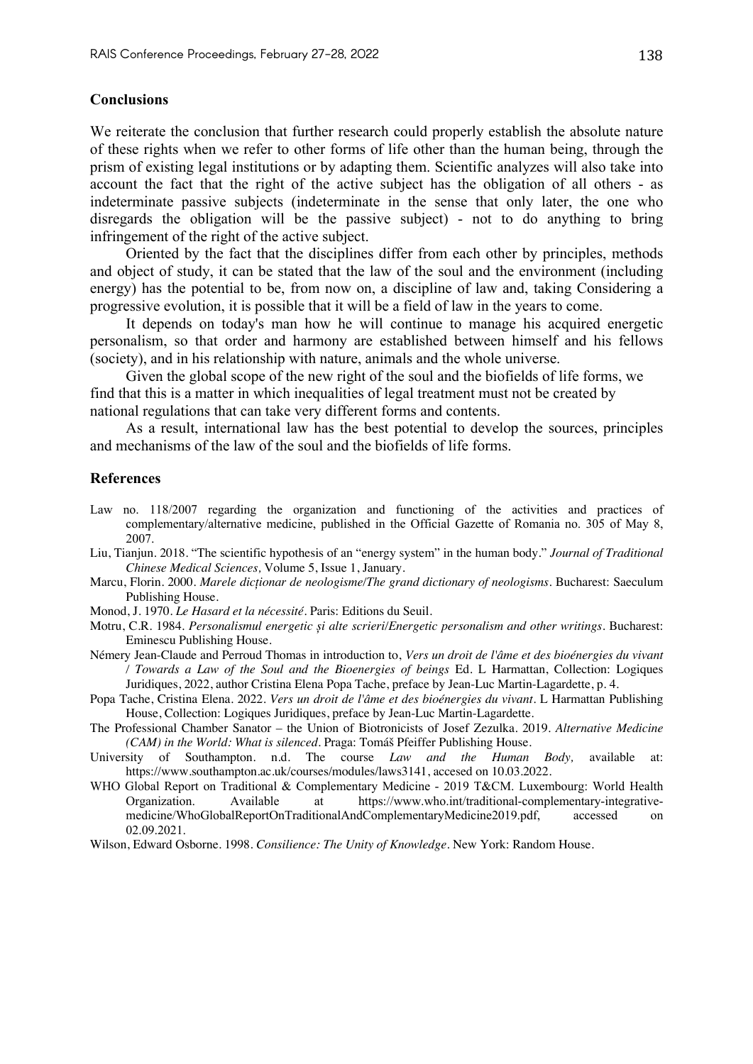## Conclusions

We reiterate the conclusion that further research could properly establish the absolute nature of these rights when we refer to other forms of life other than the human being, through the prism of existing legal institutions or by adapting them. Scientific analyzes will also take into account the fact that the right of the active subject has the obligation of all others - as indeterminate passive subjects (indeterminate in the sense that only later, the one who disregards the obligation will be the passive subject) - not to do anything to bring infringement of the right of the active subject.

Oriented by the fact that the disciplines differ from each other by principles, methods and object of study, it can be stated that the law of the soul and the environment (including energy) has the potential to be, from now on, a discipline of law and, taking Considering a progressive evolution, it is possible that it will be a field of law in the years to come.

It depends on today's man how he will continue to manage his acquired energetic personalism, so that order and harmony are established between himself and his fellows (society), and in his relationship with nature, animals and the whole universe.

Given the global scope of the new right of the soul and the biofields of life forms, we find that this is a matter in which inequalities of legal treatment must not be created by national regulations that can take very different forms and contents.

As a result, international law has the best potential to develop the sources, principles and mechanisms of the law of the soul and the biofields of life forms.

## References

Law no. 118/2007 regarding the organization and functioning of the activities and practices of complementary/alternative medicine, published in the Official Gazette of Romania no. 305 of May 8, 2007.

Liu, Tianjun. 2018. "The scientific hypothesis of an "energy system" in the human body." *Journal of Traditional Chinese Medical Sciences,* Volume 5, Issue 1, January.

Marcu, Florin. 2000. *Marele dicționar de neologisme/The grand dictionary of neologisms*. Bucharest: Saeculum Publishing House.

Monod, J. 1970. *Le Hasard et la nécessité*. Paris: Editions du Seuil.

Motru, C.R. 1984. *Personalismul energetic și alte scrieri/Energetic personalism and other writings*. Bucharest: Eminescu Publishing House.

Némery Jean-Claude and Perroud Thomas in introduction to, *Vers un droit de l'âme et des bioénergies du vivant / Towards a Law of the Soul and the Bioenergies of beings* Ed. L Harmattan, Collection: Logiques Juridiques, 2022, author Cristina Elena Popa Tache, preface by Jean-Luc Martin-Lagardette, p. 4.

Popa Tache, Cristina Elena. 2022. *Vers un droit de l'âme et des bioénergies du vivant*. L Harmattan Publishing House, Collection: Logiques Juridiques, preface by Jean-Luc Martin-Lagardette.

The Professional Chamber Sanator – the Union of Biotronicists of Josef Zezulka. 2019. *Alternative Medicine (CAM) in the World: What is silenced*. Praga: Tomáš Pfeiffer Publishing House.

University of Southampton. n.d. The course *Law and the Human Body,* available at: https://www.southampton.ac.uk/courses/modules/laws3141, accesed on 10.03.2022.

WHO Global Report on Traditional & Complementary Medicine - 2019 T&CM. Luxembourg: World Health Organization. Available at https://www.who.int/traditional-complementary-integrative-medicine/WhoGlobalReportOnTraditionalAndComplementaryMedicine2019.pdf, accessed on 02.09.2021.

Wilson, Edward Osborne. 1998. *Consilience: The Unity of Knowledge*. New York: Random House.